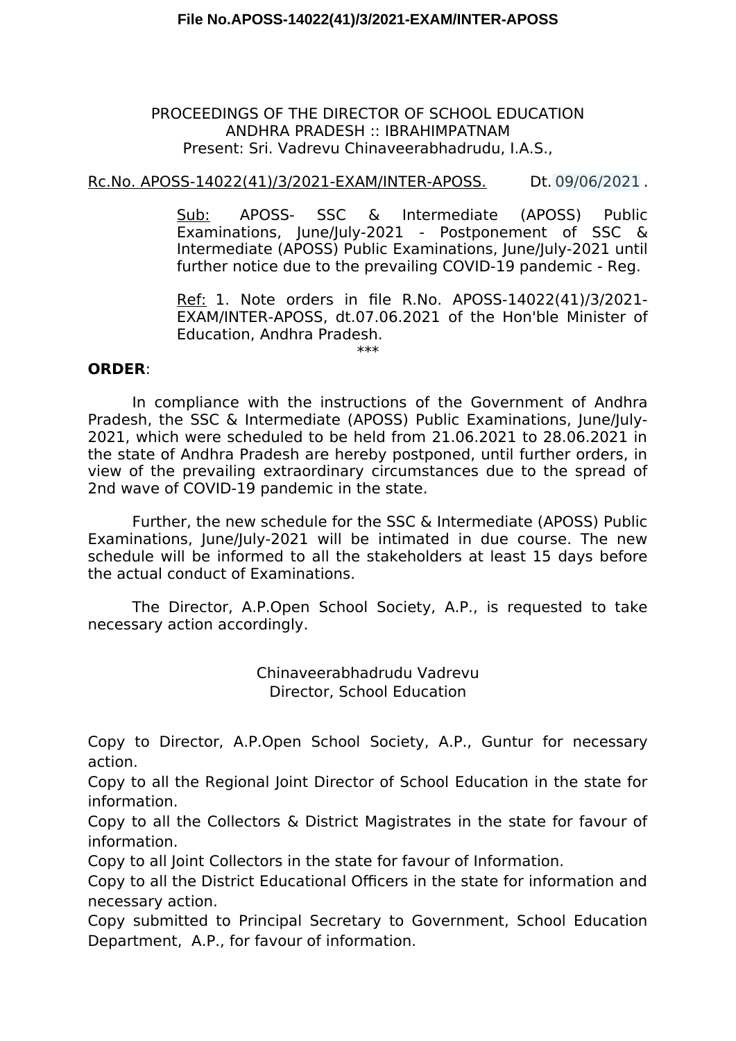File No.APOSS-14022(41)/3/2021-EXAM/INTER-APOSS

PROCEEDINGS OF THE DIRECTOR OF SCHOOL EDUCATION
ANDHRA PRADESH :: IBRAHIMPATNAM
Present: Sri. Vadrevu Chinaveerabhadrudu, I.A.S.,

Rc.No. APOSS-14022(41)/3/2021-EXAM/INTER-APOSS. Dt. 09/06/2021 .

Sub: APOSS- SSC & Intermediate (APOSS) Public Examinations, June/July-2021 - Postponement of SSC & Intermediate (APOSS) Public Examinations, June/July-2021 until further notice due to the prevailing COVID-19 pandemic - Reg.

Ref: 1. Note orders in file R.No. APOSS-14022(41)/3/2021-EXAM/INTER-APOSS, dt.07.06.2021 of the Hon'ble Minister of Education, Andhra Pradesh.

***

**ORDER**:

In compliance with the instructions of the Government of Andhra Pradesh, the SSC & Intermediate (APOSS) Public Examinations, June/July-2021, which were scheduled to be held from 21.06.2021 to 28.06.2021 in the state of Andhra Pradesh are hereby postponed, until further orders, in view of the prevailing extraordinary circumstances due to the spread of 2nd wave of COVID-19 pandemic in the state.

Further, the new schedule for the SSC & Intermediate (APOSS) Public Examinations, June/July-2021 will be intimated in due course. The new schedule will be informed to all the stakeholders at least 15 days before the actual conduct of Examinations.

The Director, A.P.Open School Society, A.P., is requested to take necessary action accordingly.

Chinaveerabhadrudu Vadrevu
Director, School Education

Copy to Director, A.P.Open School Society, A.P., Guntur for necessary action.
Copy to all the Regional Joint Director of School Education in the state for information.
Copy to all the Collectors & District Magistrates in the state for favour of information.
Copy to all Joint Collectors in the state for favour of Information.
Copy to all the District Educational Officers in the state for information and necessary action.
Copy submitted to Principal Secretary to Government, School Education Department, A.P., for favour of information.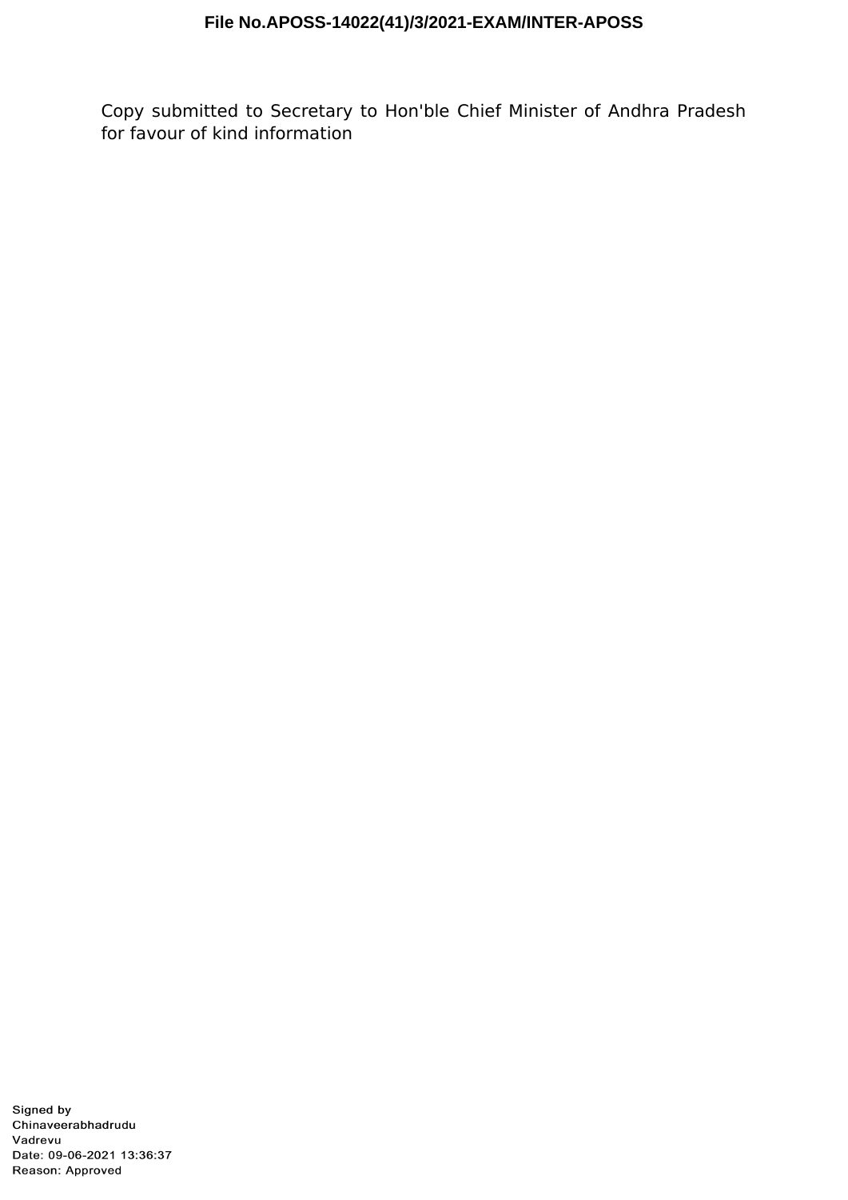Copy submitted to Secretary to Hon'ble Chief Minister of Andhra Pradesh for favour of kind information

Signed by
Chinaveerabhadrudu
Vadrevu
Date: 09-06-2021 13:36:37
Reason: Approved